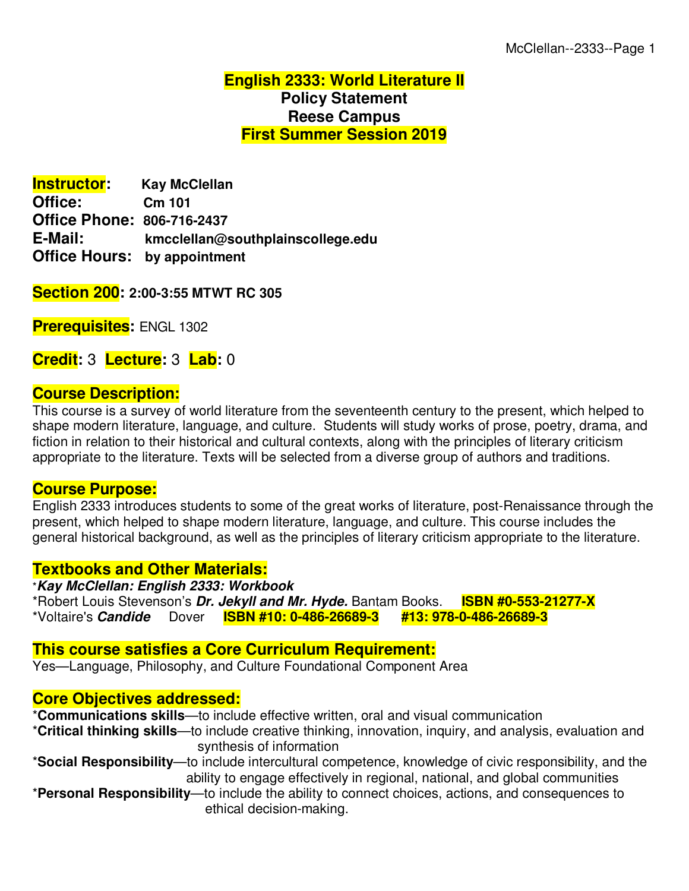# English 2333: World Literature II
## Policy Statement
## Reese Campus
## First Summer Session 2019

**Instructor:** Kay McClellan
**Office:** Cm 101
**Office Phone:** 806-716-2437
**E-Mail:** kmcclellan@southplainscollege.edu
**Office Hours:** by appointment

**Section 200:** **2:00-3:55 MTWT RC 305**

**Prerequisites:** ENGL 1302

**Credit:** 3 **Lecture:** 3 **Lab:** 0

### Course Description:
This course is a survey of world literature from the seventeenth century to the present, which helped to shape modern literature, language, and culture. Students will study works of prose, poetry, drama, and fiction in relation to their historical and cultural contexts, along with the principles of literary criticism appropriate to the literature. Texts will be selected from a diverse group of authors and traditions.

### Course Purpose:
English 2333 introduces students to some of the great works of literature, post-Renaissance through the present, which helped to shape modern literature, language, and culture. This course includes the general historical background, as well as the principles of literary criticism appropriate to the literature.

### Textbooks and Other Materials:
*_**Kay McClellan: English 2333: Workbook**_
*Robert Louis Stevenson's _**Dr. Jekyll and Mr. Hyde.**_ Bantam Books. **ISBN #0-553-21277-X**
*Voltaire's _**Candide**_ Dover **ISBN #10: 0-486-26689-3** **#13: 978-0-486-26689-3**

### This course satisfies a Core Curriculum Requirement:
Yes—Language, Philosophy, and Culture Foundational Component Area

### Core Objectives addressed:
***Communications skills**—to include effective written, oral and visual communication
***Critical thinking skills**—to include creative thinking, innovation, inquiry, and analysis, evaluation and synthesis of information
***Social Responsibility**—to include intercultural competence, knowledge of civic responsibility, and the ability to engage effectively in regional, national, and global communities
***Personal Responsibility**—to include the ability to connect choices, actions, and consequences to ethical decision-making.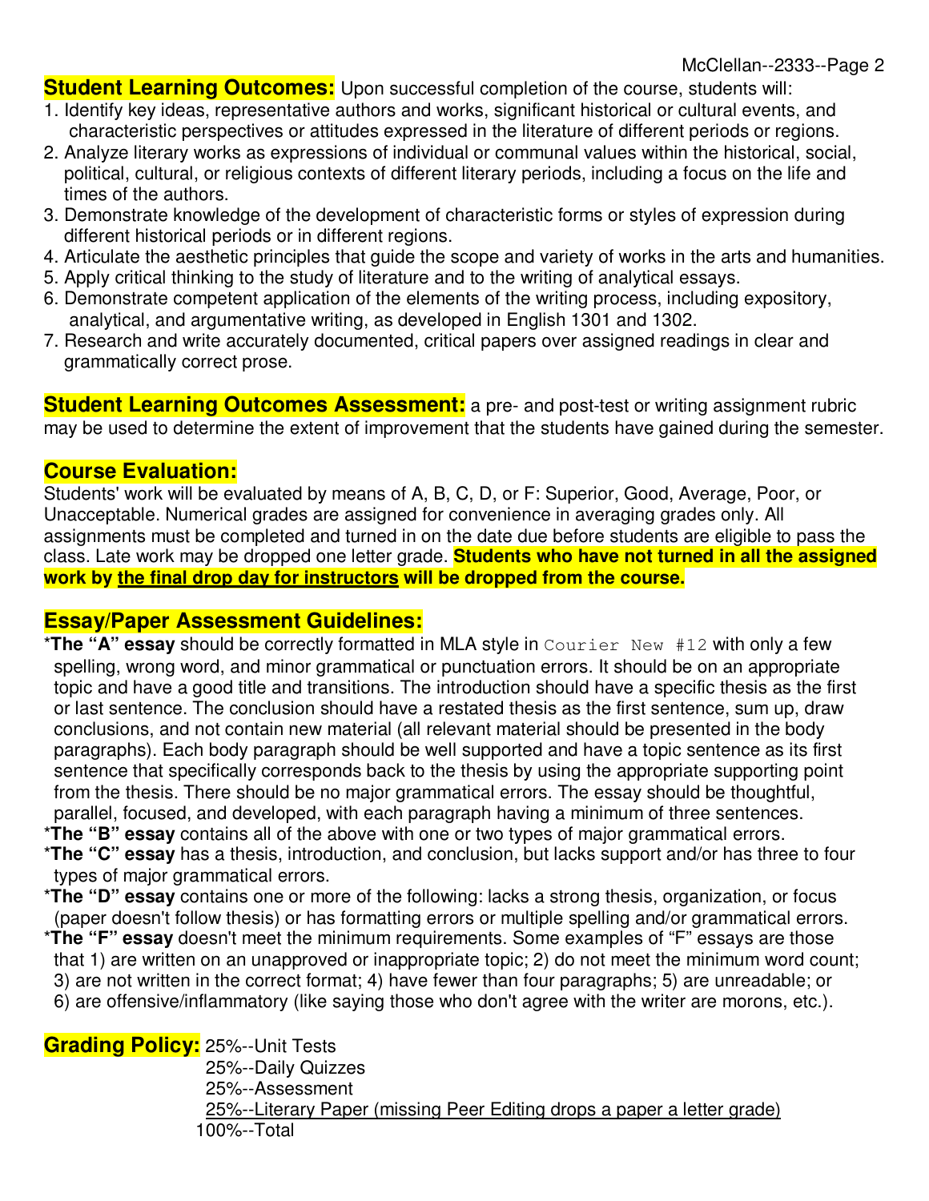**Student Learning Outcomes:** Upon successful completion of the course, students will:

1. Identify key ideas, representative authors and works, significant historical or cultural events, and characteristic perspectives or attitudes expressed in the literature of different periods or regions.
2. Analyze literary works as expressions of individual or communal values within the historical, social, political, cultural, or religious contexts of different literary periods, including a focus on the life and times of the authors.
3. Demonstrate knowledge of the development of characteristic forms or styles of expression during different historical periods or in different regions.
4. Articulate the aesthetic principles that guide the scope and variety of works in the arts and humanities.
5. Apply critical thinking to the study of literature and to the writing of analytical essays.
6. Demonstrate competent application of the elements of the writing process, including expository, analytical, and argumentative writing, as developed in English 1301 and 1302.
7. Research and write accurately documented, critical papers over assigned readings in clear and grammatically correct prose.

**Student Learning Outcomes Assessment:** a pre- and post-test or writing assignment rubric may be used to determine the extent of improvement that the students have gained during the semester.

## Course Evaluation:

Students' work will be evaluated by means of A, B, C, D, or F: Superior, Good, Average, Poor, or Unacceptable. Numerical grades are assigned for convenience in averaging grades only. All assignments must be completed and turned in on the date due before students are eligible to pass the class. Late work may be dropped one letter grade. **Students who have not turned in all the assigned work by <u>the final drop day for instructors</u> will be dropped from the course.**

## Essay/Paper Assessment Guidelines:

*__The "A" essay__ should be correctly formatted in MLA style in `Courier New #12` with only a few spelling, wrong word, and minor grammatical or punctuation errors. It should be on an appropriate topic and have a good title and transitions. The introduction should have a specific thesis as the first or last sentence. The conclusion should have a restated thesis as the first sentence, sum up, draw conclusions, and not contain new material (all relevant material should be presented in the body paragraphs). Each body paragraph should be well supported and have a topic sentence as its first sentence that specifically corresponds back to the thesis by using the appropriate supporting point from the thesis. There should be no major grammatical errors. The essay should be thoughtful, parallel, focused, and developed, with each paragraph having a minimum of three sentences.

*__The "B" essay__ contains all of the above with one or two types of major grammatical errors.

*__The "C" essay__ has a thesis, introduction, and conclusion, but lacks support and/or has three to four types of major grammatical errors.

*__The "D" essay__ contains one or more of the following: lacks a strong thesis, organization, or focus (paper doesn't follow thesis) or has formatting errors or multiple spelling and/or grammatical errors.

*__The "F" essay__ doesn't meet the minimum requirements. Some examples of "F" essays are those that 1) are written on an unapproved or inappropriate topic; 2) do not meet the minimum word count; 3) are not written in the correct format; 4) have fewer than four paragraphs; 5) are unreadable; or 6) are offensive/inflammatory (like saying those who don't agree with the writer are morons, etc.).

**Grading Policy:**

25%--Unit Tests
25%--Daily Quizzes
25%--Assessment
<u>25%--Literary Paper (missing Peer Editing drops a paper a letter grade)</u>
100%--Total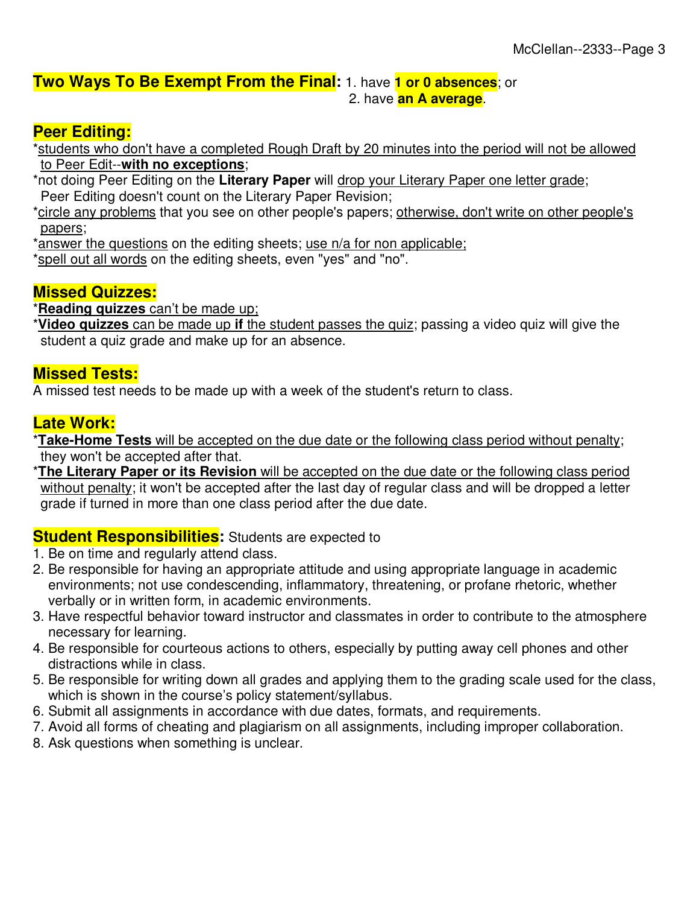## Two Ways To Be Exempt From the Final:

1. have **1 or 0 absences**; or
2. have **an A average**.

## Peer Editing:

*students who don't have a completed Rough Draft by 20 minutes into the period will not be allowed to Peer Edit--**with no exceptions**;

*not doing Peer Editing on the **Literary Paper** will drop your Literary Paper one letter grade; Peer Editing doesn't count on the Literary Paper Revision;

*circle any problems that you see on other people's papers; otherwise, don't write on other people's papers;

*answer the questions on the editing sheets; use n/a for non applicable;

*spell out all words on the editing sheets, even "yes" and "no".

## Missed Quizzes:

***Reading quizzes** can't be made up;

***Video quizzes** can be made up **if** the student passes the quiz; passing a video quiz will give the student a quiz grade and make up for an absence.

## Missed Tests:

A missed test needs to be made up with a week of the student's return to class.

## Late Work:

***Take-Home Tests** will be accepted on the due date or the following class period without penalty; they won't be accepted after that.

***The Literary Paper or its Revision** will be accepted on the due date or the following class period without penalty; it won't be accepted after the last day of regular class and will be dropped a letter grade if turned in more than one class period after the due date.

## Student Responsibilities:

Students are expected to

1. Be on time and regularly attend class.
2. Be responsible for having an appropriate attitude and using appropriate language in academic environments; not use condescending, inflammatory, threatening, or profane rhetoric, whether verbally or in written form, in academic environments.
3. Have respectful behavior toward instructor and classmates in order to contribute to the atmosphere necessary for learning.
4. Be responsible for courteous actions to others, especially by putting away cell phones and other distractions while in class.
5. Be responsible for writing down all grades and applying them to the grading scale used for the class, which is shown in the course's policy statement/syllabus.
6. Submit all assignments in accordance with due dates, formats, and requirements.
7. Avoid all forms of cheating and plagiarism on all assignments, including improper collaboration.
8. Ask questions when something is unclear.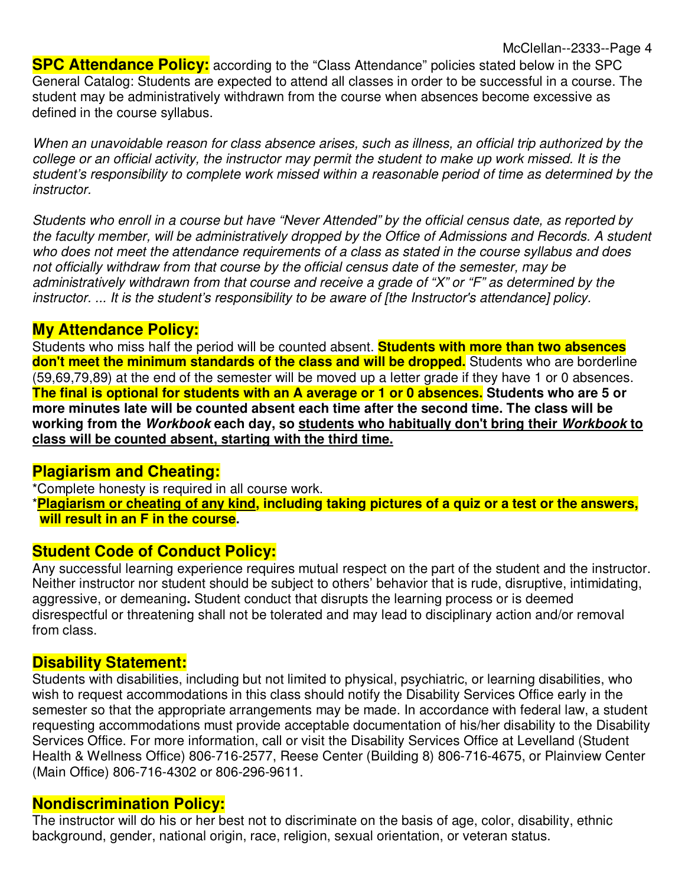**SPC Attendance Policy:** according to the "Class Attendance" policies stated below in the SPC General Catalog: Students are expected to attend all classes in order to be successful in a course. The student may be administratively withdrawn from the course when absences become excessive as defined in the course syllabus.

*When an unavoidable reason for class absence arises, such as illness, an official trip authorized by the college or an official activity, the instructor may permit the student to make up work missed. It is the student's responsibility to complete work missed within a reasonable period of time as determined by the instructor.*

*Students who enroll in a course but have "Never Attended" by the official census date, as reported by the faculty member, will be administratively dropped by the Office of Admissions and Records. A student who does not meet the attendance requirements of a class as stated in the course syllabus and does not officially withdraw from that course by the official census date of the semester, may be administratively withdrawn from that course and receive a grade of "X" or "F" as determined by the instructor. ... It is the student's responsibility to be aware of [the Instructor's attendance] policy.*

## My Attendance Policy:

Students who miss half the period will be counted absent. **Students with more than two absences don't meet the minimum standards of the class and will be dropped.** Students who are borderline (59,69,79,89) at the end of the semester will be moved up a letter grade if they have 1 or 0 absences. **The final is optional for students with an A average or 1 or 0 absences. Students who are 5 or more minutes late will be counted absent each time after the second time. The class will be working from the *Workbook* each day, so <u>students who habitually don't bring their *Workbook* to class will be counted absent, starting with the third time.</u>**

## Plagiarism and Cheating:

*Complete honesty is required in all course work.

***<u>Plagiarism or cheating of any kind</u>, including taking pictures of a quiz or a test or the answers, will result in an F in the course.**

## Student Code of Conduct Policy:

Any successful learning experience requires mutual respect on the part of the student and the instructor. Neither instructor nor student should be subject to others' behavior that is rude, disruptive, intimidating, aggressive, or demeaning**.** Student conduct that disrupts the learning process or is deemed disrespectful or threatening shall not be tolerated and may lead to disciplinary action and/or removal from class.

## Disability Statement:

Students with disabilities, including but not limited to physical, psychiatric, or learning disabilities, who wish to request accommodations in this class should notify the Disability Services Office early in the semester so that the appropriate arrangements may be made. In accordance with federal law, a student requesting accommodations must provide acceptable documentation of his/her disability to the Disability Services Office. For more information, call or visit the Disability Services Office at Levelland (Student Health & Wellness Office) 806-716-2577, Reese Center (Building 8) 806-716-4675, or Plainview Center (Main Office) 806-716-4302 or 806-296-9611.

## Nondiscrimination Policy:

The instructor will do his or her best not to discriminate on the basis of age, color, disability, ethnic background, gender, national origin, race, religion, sexual orientation, or veteran status.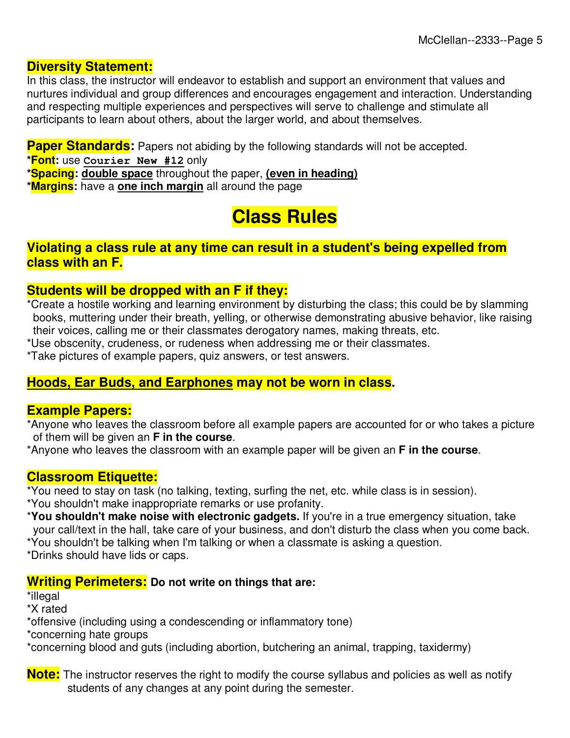## Diversity Statement:

In this class, the instructor will endeavor to establish and support an environment that values and nurtures individual and group differences and encourages engagement and interaction. Understanding and respecting multiple experiences and perspectives will serve to challenge and stimulate all participants to learn about others, about the larger world, and about themselves.

**Paper Standards:** Papers not abiding by the following standards will not be accepted.

*__Font:__ use **`Courier New #12`** only
*__Spacing:__ **double space** throughout the paper, **(even in heading)**
*__Margins:__ have a **one inch margin** all around the page

# Class Rules

## Violating a class rule at any time can result in a student's being expelled from class with an F.

## Students will be dropped with an F if they:

*Create a hostile working and learning environment by disturbing the class; this could be by slamming books, muttering under their breath, yelling, or otherwise demonstrating abusive behavior, like raising their voices, calling me or their classmates derogatory names, making threats, etc.
*Use obscenity, crudeness, or rudeness when addressing me or their classmates.
*Take pictures of example papers, quiz answers, or test answers.

## Hoods, Ear Buds, and Earphones may not be worn in class.

## Example Papers:

*Anyone who leaves the classroom before all example papers are accounted for or who takes a picture of them will be given an **F in the course**.
*Anyone who leaves the classroom with an example paper will be given an **F in the course**.

## Classroom Etiquette:

*You need to stay on task (no talking, texting, surfing the net, etc. while class is in session).
*You shouldn't make inappropriate remarks or use profanity.
***You shouldn't make noise with electronic gadgets.** If you're in a true emergency situation, take your call/text in the hall, take care of your business, and don't disturb the class when you come back.
*You shouldn't be talking when I'm talking or when a classmate is asking a question.
*Drinks should have lids or caps.

## Writing Perimeters: Do not write on things that are:

*illegal
*X rated
*offensive (including using a condescending or inflammatory tone)
*concerning hate groups
*concerning blood and guts (including abortion, butchering an animal, trapping, taxidermy)

**Note:** The instructor reserves the right to modify the course syllabus and policies as well as notify students of any changes at any point during the semester.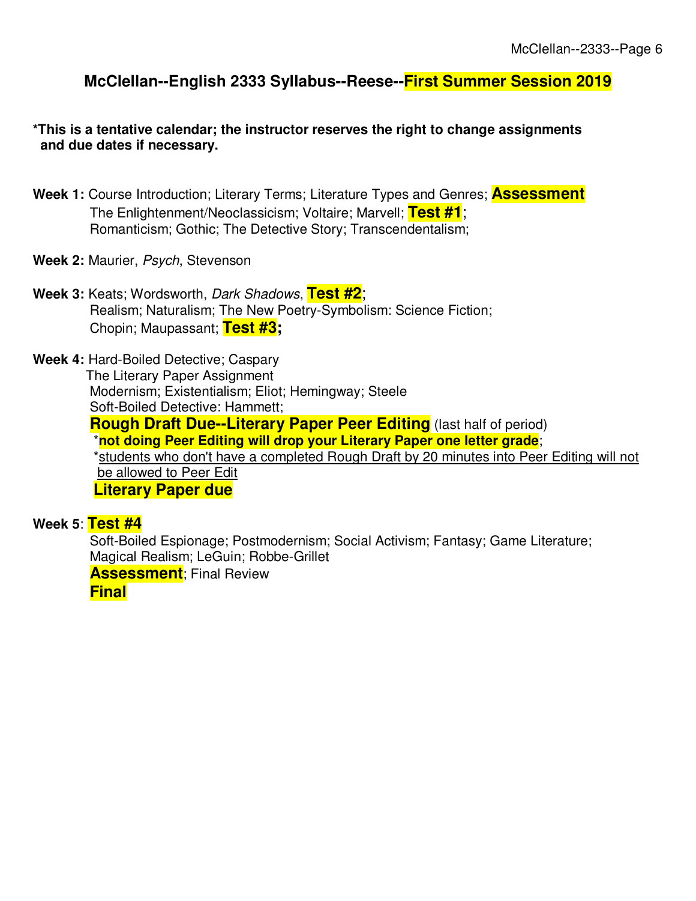# McClellan--English 2333 Syllabus--Reese--First Summer Session 2019

**\*This is a tentative calendar; the instructor reserves the right to change assignments and due dates if necessary.**

**Week 1:** Course Introduction; Literary Terms; Literature Types and Genres; **Assessment**
The Enlightenment/Neoclassicism; Voltaire; Marvell; **Test #1**;
Romanticism; Gothic; The Detective Story; Transcendentalism;

**Week 2:** Maurier, *Psych*, Stevenson

**Week 3:** Keats; Wordsworth, *Dark Shadows*, **Test #2**;
Realism; Naturalism; The New Poetry-Symbolism: Science Fiction;
Chopin; Maupassant; **Test #3;**

**Week 4:** Hard-Boiled Detective; Caspary
The Literary Paper Assignment
Modernism; Existentialism; Eliot; Hemingway; Steele
Soft-Boiled Detective: Hammett;
**Rough Draft Due--Literary Paper Peer Editing** (last half of period)
\***not doing Peer Editing will drop your Literary Paper one letter grade**;
\*<u>students who don't have a completed Rough Draft by 20 minutes into Peer Editing will not be allowed to Peer Edit</u>
**Literary Paper due**

**Week 5**: **Test #4**
Soft-Boiled Espionage; Postmodernism; Social Activism; Fantasy; Game Literature;
Magical Realism; LeGuin; Robbe-Grillet
**Assessment**; Final Review
**Final**